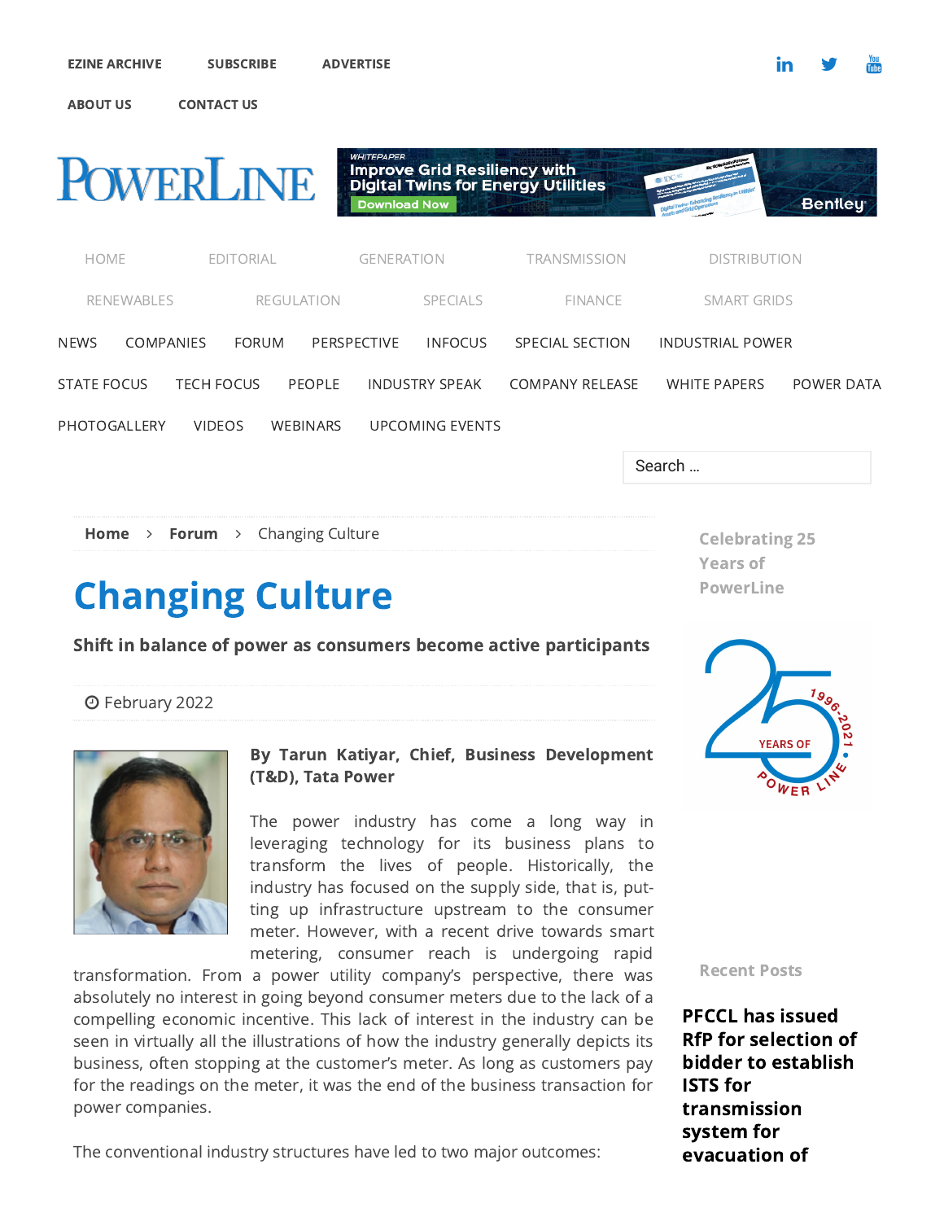Home › Forum › Changing Culture

# Changing Culture

**Shift in balance of power as consumers become active participants**

February 2022

**By Tarun Katiyar, Chief, Business Development (T&D), Tata Power**

The power industry has come a long way in leveraging technology for its business plans to transform the lives of people. Historically, the industry has focused on the supply side, that is, putting up infrastructure upstream to the consumer meter. However, with a recent drive towards smart metering, consumer reach is undergoing rapid transformation. From a power utility company's perspective, there was absolutely no interest in going beyond consumer meters due to the lack of a compelling economic incentive. This lack of interest in the industry can be seen in virtually all the illustrations of how the industry generally depicts its business, often stopping at the customer's meter. As long as customers pay for the readings on the meter, it was the end of the business transaction for power companies.

The conventional industry structures have led to two major outcomes: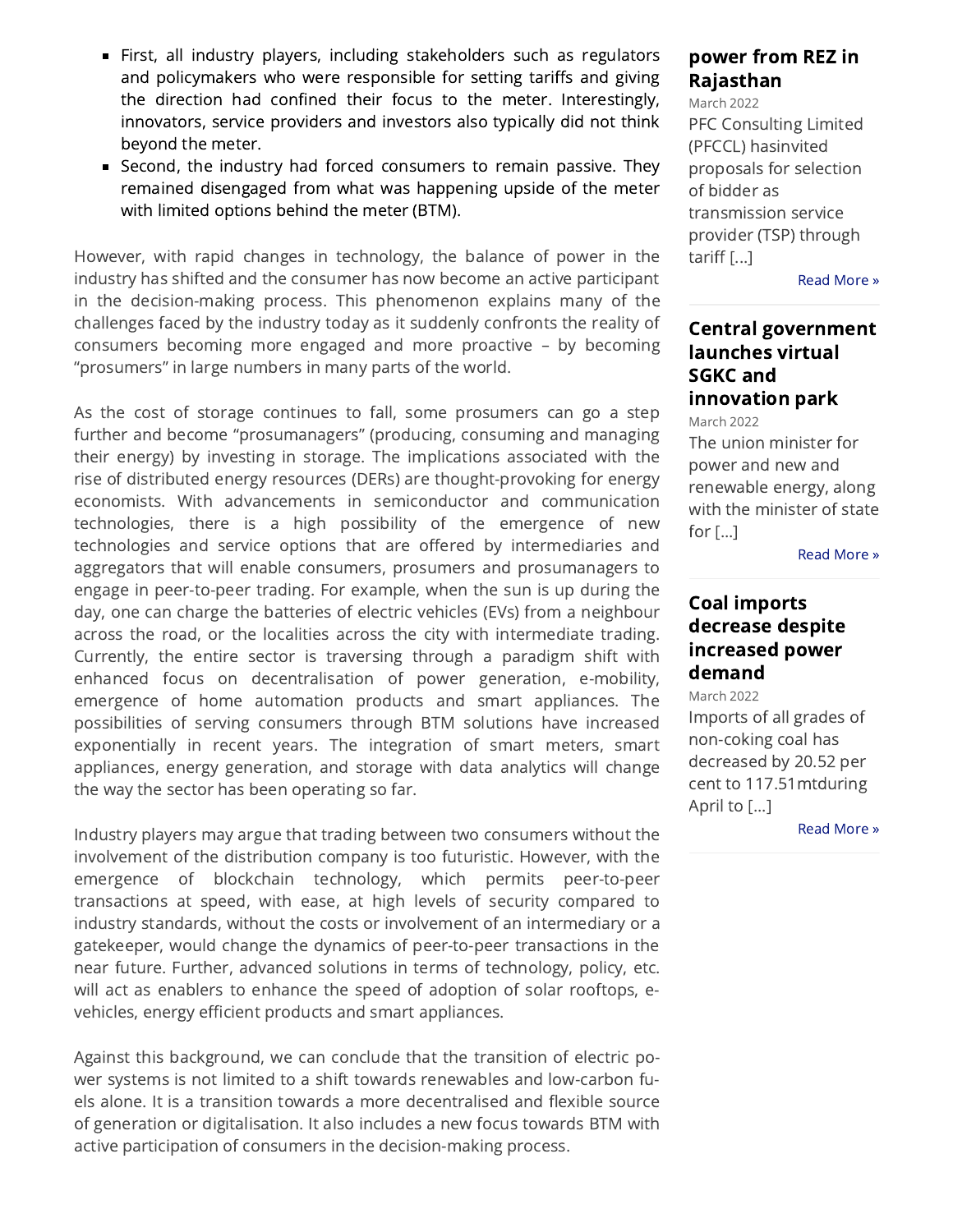- First, all industry players, including stakeholders such as regulators and policymakers who were responsible for setting tariffs and giving the direction had confined their focus to the meter. Interestingly, innovators, service providers and investors also typically did not think beyond the meter.
- Second, the industry had forced consumers to remain passive. They remained disengaged from what was happening upside of the meter with limited options behind the meter (BTM).

However, with rapid changes in technology, the balance of power in the industry has shifted and the consumer has now become an active participant in the decision-making process. This phenomenon explains many of the challenges faced by the industry today as it suddenly confronts the reality of consumers becoming more engaged and more proactive – by becoming "prosumers" in large numbers in many parts of the world.

As the cost of storage continues to fall, some prosumers can go a step further and become "prosumanagers" (producing, consuming and managing their energy) by investing in storage. The implications associated with the rise of distributed energy resources (DERs) are thought-provoking for energy economists. With advancements in semiconductor and communication technologies, there is a high possibility of the emergence of new technologies and service options that are offered by intermediaries and aggregators that will enable consumers, prosumers and prosumanagers to engage in peer-to-peer trading. For example, when the sun is up during the day, one can charge the batteries of electric vehicles (EVs) from a neighbour across the road, or the localities across the city with intermediate trading. Currently, the entire sector is traversing through a paradigm shift with enhanced focus on decentralisation of power generation, e-mobility, emergence of home automation products and smart appliances. The possibilities of serving consumers through BTM solutions have increased exponentially in recent years. The integration of smart meters, smart appliances, energy generation, and storage with data analytics will change the way the sector has been operating so far.

Industry players may argue that trading between two consumers without the involvement of the distribution company is too futuristic. However, with the emergence of blockchain technology, which permits peer-to-peer transactions at speed, with ease, at high levels of security compared to industry standards, without the costs or involvement of an intermediary or a gatekeeper, would change the dynamics of peer-to-peer transactions in the near future. Further, advanced solutions in terms of technology, policy, etc. will act as enablers to enhance the speed of adoption of solar rooftops, e-vehicles, energy efficient products and smart appliances.

Against this background, we can conclude that the transition of electric power systems is not limited to a shift towards renewables and low-carbon fuels alone. It is a transition towards a more decentralised and flexible source of generation or digitalisation. It also includes a new focus towards BTM with active participation of consumers in the decision-making process.

### power from REZ in Rajasthan

March 2022

PFC Consulting Limited (PFCCL) hasinvited proposals for selection of bidder as transmission service provider (TSP) through tariff [...]

Read More »

### Central government launches virtual SGKC and innovation park

March 2022

The union minister for power and new and renewable energy, along with the minister of state for [...]

Read More »

### Coal imports decrease despite increased power demand

March 2022

Imports of all grades of non-coking coal has decreased by 20.52 per cent to 117.51mtduring April to [...]

Read More »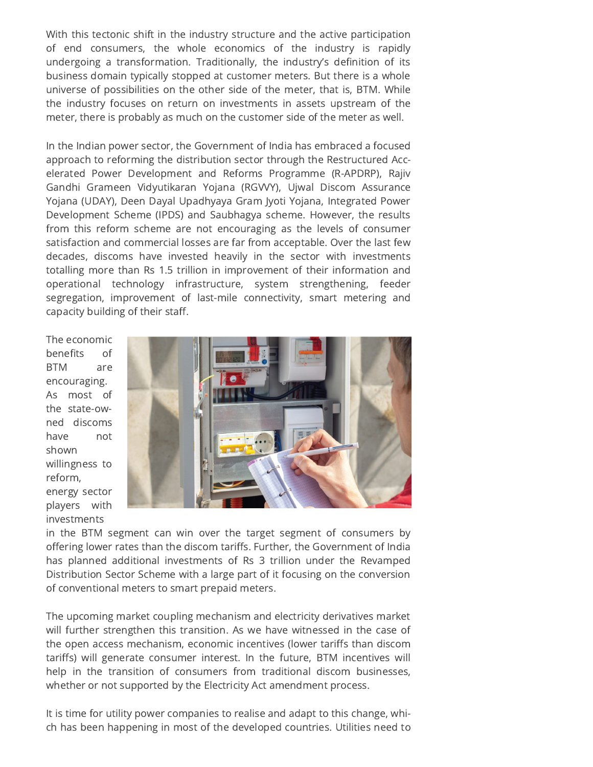With this tectonic shift in the industry structure and the active participation of end consumers, the whole economics of the industry is rapidly undergoing a transformation. Traditionally, the industry's definition of its business domain typically stopped at customer meters. But there is a whole universe of possibilities on the other side of the meter, that is, BTM. While the industry focuses on return on investments in assets upstream of the meter, there is probably as much on the customer side of the meter as well.

In the Indian power sector, the Government of India has embraced a focused approach to reforming the distribution sector through the Restructured Accelerated Power Development and Reforms Programme (R-APDRP), Rajiv Gandhi Grameen Vidyutikaran Yojana (RGVVY), Ujwal Discom Assurance Yojana (UDAY), Deen Dayal Upadhyaya Gram Jyoti Yojana, Integrated Power Development Scheme (IPDS) and Saubhagya scheme. However, the results from this reform scheme are not encouraging as the levels of consumer satisfaction and commercial losses are far from acceptable. Over the last few decades, discoms have invested heavily in the sector with investments totalling more than Rs 1.5 trillion in improvement of their information and operational technology infrastructure, system strengthening, feeder segregation, improvement of last-mile connectivity, smart metering and capacity building of their staff.

The economic benefits of BTM are encouraging. As most of the state-owned discoms have not shown willingness to reform, energy sector players with investments in the BTM segment can win over the target segment of consumers by offering lower rates than the discom tariffs. Further, the Government of India has planned additional investments of Rs 3 trillion under the Revamped Distribution Sector Scheme with a large part of it focusing on the conversion of conventional meters to smart prepaid meters.

The upcoming market coupling mechanism and electricity derivatives market will further strengthen this transition. As we have witnessed in the case of the open access mechanism, economic incentives (lower tariffs than discom tariffs) will generate consumer interest. In the future, BTM incentives will help in the transition of consumers from traditional discom businesses, whether or not supported by the Electricity Act amendment process.

It is time for utility power companies to realise and adapt to this change, which has been happening in most of the developed countries. Utilities need to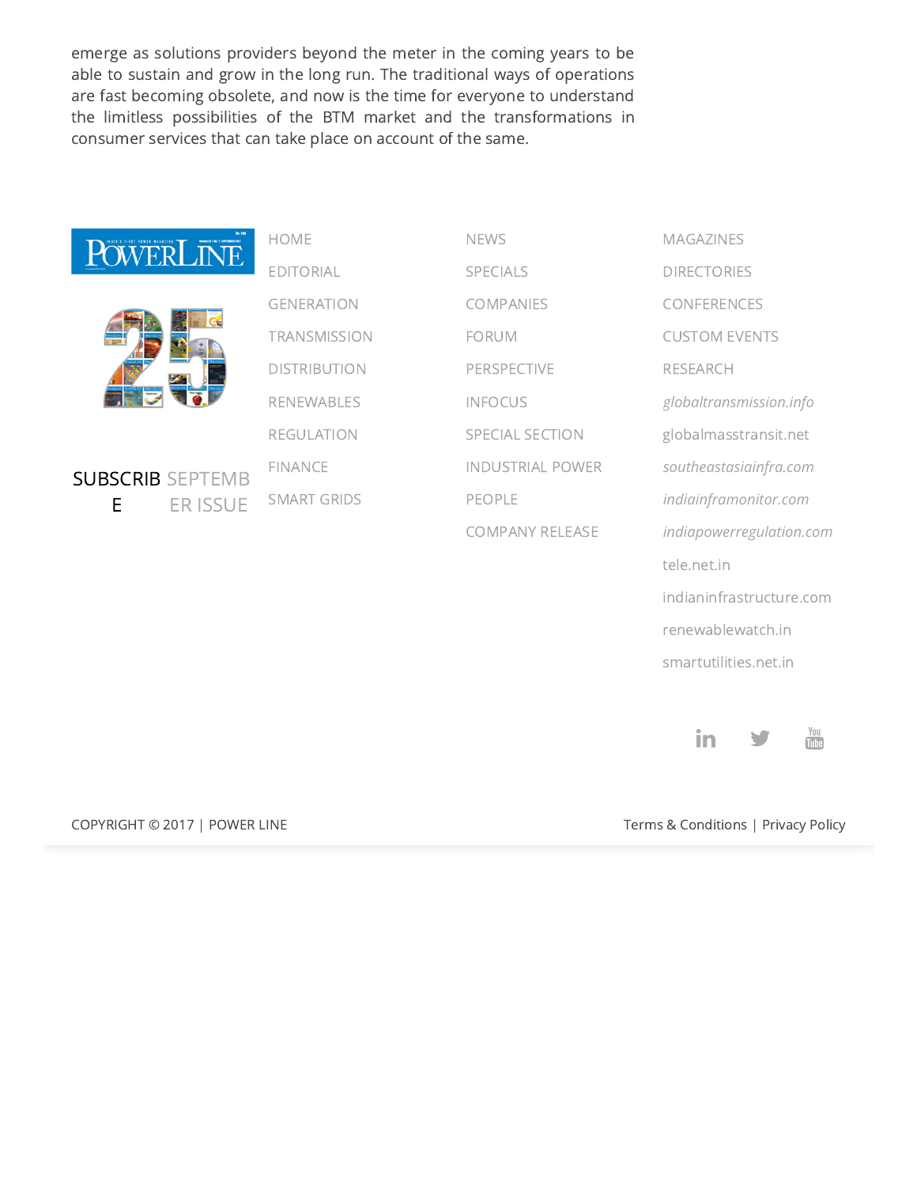emerge as solutions providers beyond the meter in the coming years to be able to sustain and grow in the long run. The traditional ways of operations are fast becoming obsolete, and now is the time for everyone to understand the limitless possibilities of the BTM market and the transformations in consumer services that can take place on account of the same.

SUBSCRIBE SEPTEMBER ISSUE

HOME
EDITORIAL
GENERATION
TRANSMISSION
DISTRIBUTION
RENEWABLES
REGULATION
FINANCE
SMART GRIDS

NEWS
SPECIALS
COMPANIES
FORUM
PERSPECTIVE
INFOCUS
SPECIAL SECTION
INDUSTRIAL POWER
PEOPLE
COMPANY RELEASE

MAGAZINES
DIRECTORIES
CONFERENCES
CUSTOM EVENTS
RESEARCH
*globaltransmission.info*
globalmasstransit.net
*southeastasiainfra.com*
*indiainframonitor.com*
*indiapowerregulation.com*
tele.net.in
indianinfrastructure.com
renewablewatch.in
smartutilities.net.in

COPYRIGHT © 2017 | POWER LINE

Terms & Conditions | Privacy Policy